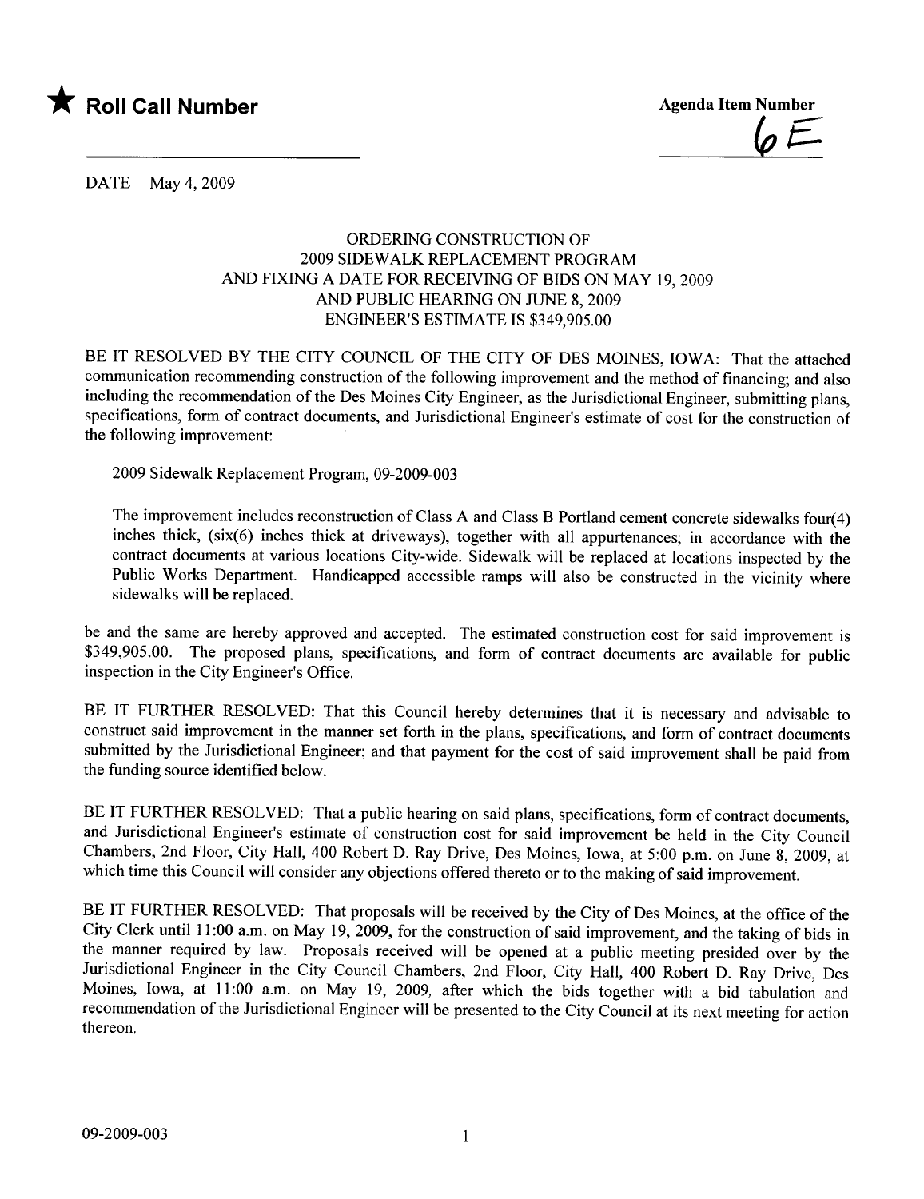★ **Roll Call Number**

Agenda Item Number

6E

DATE May 4, 2009

ORDERING CONSTRUCTION OF
2009 SIDEWALK REPLACEMENT PROGRAM
AND FIXING A DATE FOR RECEIVING OF BIDS ON MAY 19, 2009
AND PUBLIC HEARING ON JUNE 8, 2009
ENGINEER'S ESTIMATE IS $349,905.00

BE IT RESOLVED BY THE CITY COUNCIL OF THE CITY OF DES MOINES, IOWA: That the attached communication recommending construction of the following improvement and the method of financing; and also including the recommendation of the Des Moines City Engineer, as the Jurisdictional Engineer, submitting plans, specifications, form of contract documents, and Jurisdictional Engineer's estimate of cost for the construction of the following improvement:

2009 Sidewalk Replacement Program, 09-2009-003

The improvement includes reconstruction of Class A and Class B Portland cement concrete sidewalks four(4) inches thick, (six(6) inches thick at driveways), together with all appurtenances; in accordance with the contract documents at various locations City-wide. Sidewalk will be replaced at locations inspected by the Public Works Department. Handicapped accessible ramps will also be constructed in the vicinity where sidewalks will be replaced.

be and the same are hereby approved and accepted. The estimated construction cost for said improvement is $349,905.00. The proposed plans, specifications, and form of contract documents are available for public inspection in the City Engineer's Office.

BE IT FURTHER RESOLVED: That this Council hereby determines that it is necessary and advisable to construct said improvement in the manner set forth in the plans, specifications, and form of contract documents submitted by the Jurisdictional Engineer; and that payment for the cost of said improvement shall be paid from the funding source identified below.

BE IT FURTHER RESOLVED: That a public hearing on said plans, specifications, form of contract documents, and Jurisdictional Engineer's estimate of construction cost for said improvement be held in the City Council Chambers, 2nd Floor, City Hall, 400 Robert D. Ray Drive, Des Moines, Iowa, at 5:00 p.m. on June 8, 2009, at which time this Council will consider any objections offered thereto or to the making of said improvement.

BE IT FURTHER RESOLVED: That proposals will be received by the City of Des Moines, at the office of the City Clerk until 11:00 a.m. on May 19, 2009, for the construction of said improvement, and the taking of bids in the manner required by law. Proposals received will be opened at a public meeting presided over by the Jurisdictional Engineer in the City Council Chambers, 2nd Floor, City Hall, 400 Robert D. Ray Drive, Des Moines, Iowa, at 11:00 a.m. on May 19, 2009, after which the bids together with a bid tabulation and recommendation of the Jurisdictional Engineer will be presented to the City Council at its next meeting for action thereon.

09-2009-003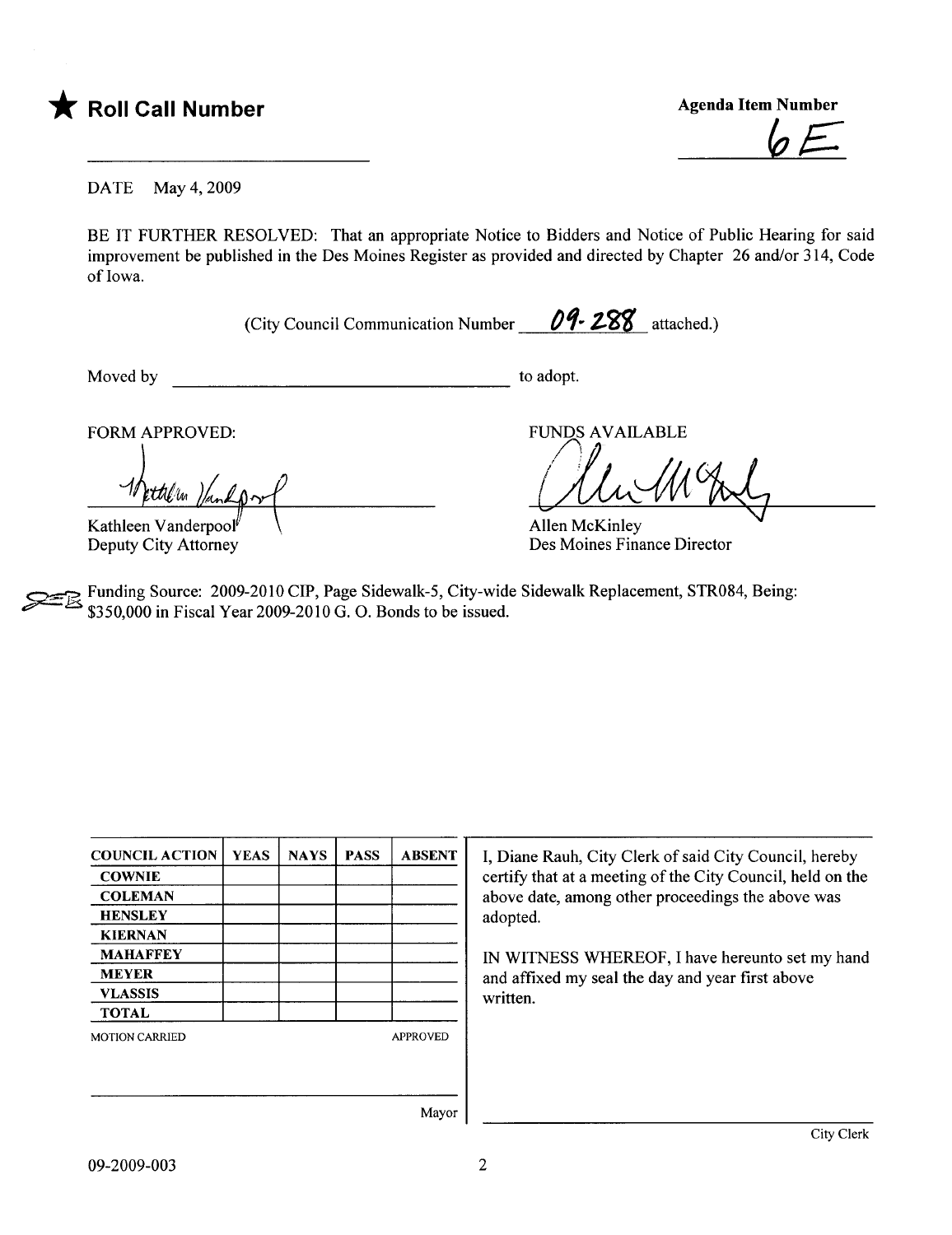★ **Roll Call Number**

**Agenda Item Number**

**6E**

DATE May 4, 2009

BE IT FURTHER RESOLVED: That an appropriate Notice to Bidders and Notice of Public Hearing for said improvement be published in the Des Moines Register as provided and directed by Chapter 26 and/or 314, Code of Iowa.

(City Council Communication Number 09-288 attached.)

Moved by ______________________________ to adopt.

FORM APPROVED:

Kathleen Vanderpool
Deputy City Attorney

FUNDS AVAILABLE

Allen McKinley
Des Moines Finance Director

Funding Source: 2009-2010 CIP, Page Sidewalk-5, City-wide Sidewalk Replacement, STR084, Being: $350,000 in Fiscal Year 2009-2010 G. O. Bonds to be issued.

| COUNCIL ACTION | YEAS | NAYS | PASS | ABSENT |
|---|---|---|---|---|
| COWNIE | | | | |
| COLEMAN | | | | |
| HENSLEY | | | | |
| KIERNAN | | | | |
| MAHAFFEY | | | | |
| MEYER | | | | |
| VLASSIS | | | | |
| TOTAL | | | | |

MOTION CARRIED APPROVED

Mayor

I, Diane Rauh, City Clerk of said City Council, hereby certify that at a meeting of the City Council, held on the above date, among other proceedings the above was adopted.

IN WITNESS WHEREOF, I have hereunto set my hand and affixed my seal the day and year first above written.

City Clerk

09-2009-003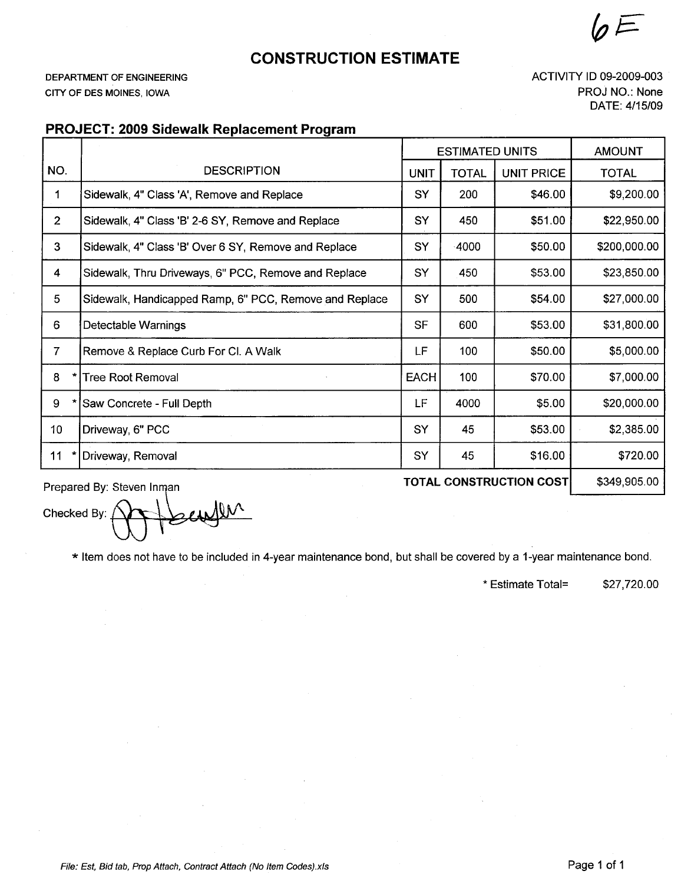6E

# CONSTRUCTION ESTIMATE

DEPARTMENT OF ENGINEERING
CITY OF DES MOINES, IOWA

ACTIVITY ID 09-2009-003
PROJ NO.: None
DATE: 4/15/09

## PROJECT: 2009 Sidewalk Replacement Program

| NO. | DESCRIPTION | ESTIMATED UNITS | | | AMOUNT |
|---|---|---|---|---|---|
| | | UNIT | TOTAL | UNIT PRICE | TOTAL |
| 1 | Sidewalk, 4" Class 'A', Remove and Replace | SY | 200 | $46.00 | $9,200.00 |
| 2 | Sidewalk, 4" Class 'B' 2-6 SY, Remove and Replace | SY | 450 | $51.00 | $22,950.00 |
| 3 | Sidewalk, 4" Class 'B' Over 6 SY, Remove and Replace | SY | 4000 | $50.00 | $200,000.00 |
| 4 | Sidewalk, Thru Driveways, 6" PCC, Remove and Replace | SY | 450 | $53.00 | $23,850.00 |
| 5 | Sidewalk, Handicapped Ramp, 6" PCC, Remove and Replace | SY | 500 | $54.00 | $27,000.00 |
| 6 | Detectable Warnings | SF | 600 | $53.00 | $31,800.00 |
| 7 | Remove & Replace Curb For Cl. A Walk | LF | 100 | $50.00 | $5,000.00 |
| 8 * | Tree Root Removal | EACH | 100 | $70.00 | $7,000.00 |
| 9 * | Saw Concrete - Full Depth | LF | 4000 | $5.00 | $20,000.00 |
| 10 | Driveway, 6" PCC | SY | 45 | $53.00 | $2,385.00 |
| 11 * | Driveway, Removal | SY | 45 | $16.00 | $720.00 |
| | | | | TOTAL CONSTRUCTION COST | $349,905.00 |

Prepared By: Steven Inman

Checked By: [signature]

* Item does not have to be included in 4-year maintenance bond, but shall be covered by a 1-year maintenance bond.

* Estimate Total= $27,720.00

*File: Est, Bid tab, Prop Attach, Contract Attach (No Item Codes).xls*